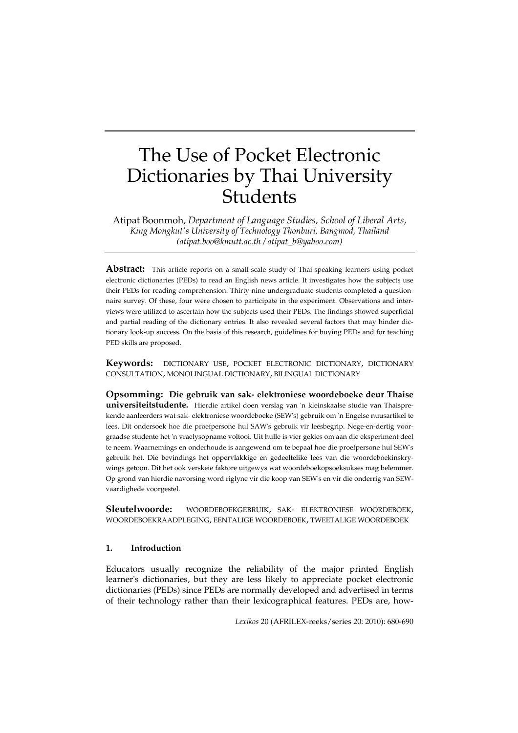# The Use of Pocket Electronic Dictionaries by Thai University Students

Atipat Boonmoh, *Department of Language Studies, School of Liberal Arts, King Mongkut's University of Technology Thonburi, Bangmod, Thailand (atipat.boo@kmutt.ac.th / atipat_b@yahoo.com)*

**Abstract:** This article reports on a small-scale study of Thai-speaking learners using pocket electronic dictionaries (PEDs) to read an English news article. It investigates how the subjects use their PEDs for reading comprehension. Thirty-nine undergraduate students completed a questionnaire survey. Of these, four were chosen to participate in the experiment. Observations and interviews were utilized to ascertain how the subjects used their PEDs. The findings showed superficial and partial reading of the dictionary entries. It also revealed several factors that may hinder dictionary look-up success. On the basis of this research, guidelines for buying PEDs and for teaching PED skills are proposed.

**Keywords:** DICTIONARY USE, POCKET ELECTRONIC DICTIONARY, DICTIONARY CONSULTATION, MONOLINGUAL DICTIONARY, BILINGUAL DICTIONARY

**Opsomming: Die gebruik van sak- elektroniese woordeboeke deur Thaise universiteitstudente.** Hierdie artikel doen verslag van 'n kleinskaalse studie van Thaisprekende aanleerders wat sak- elektroniese woordeboeke (SEW's) gebruik om 'n Engelse nuusartikel te lees. Dit ondersoek hoe die proefpersone hul SAW's gebruik vir leesbegrip. Nege-en-dertig voorgraadse studente het 'n vraelysopname voltooi. Uit hulle is vier gekies om aan die eksperiment deel te neem. Waarnemings en onderhoude is aangewend om te bepaal hoe die proefpersone hul SEW's gebruik het. Die bevindings het oppervlakkige en gedeeltelike lees van die woordeboekinskrywings getoon. Dit het ook verskeie faktore uitgewys wat woordeboekopsoeksukses mag belemmer. Op grond van hierdie navorsing word riglyne vir die koop van SEW's en vir die onderrig van SEW-vaardighede voorgestel.

**Sleutelwoorde:** WOORDEBOEKGEBRUIK, SAK- ELEKTRONIESE WOORDEBOEK, WOORDEBOEKRAADPLEGING, EENTALIGE WOORDEBOEK, TWEETALIGE WOORDEBOEK

## 1. Introduction

Educators usually recognize the reliability of the major printed English learner's dictionaries, but they are less likely to appreciate pocket electronic dictionaries (PEDs) since PEDs are normally developed and advertised in terms of their technology rather than their lexicographical features. PEDs are, how-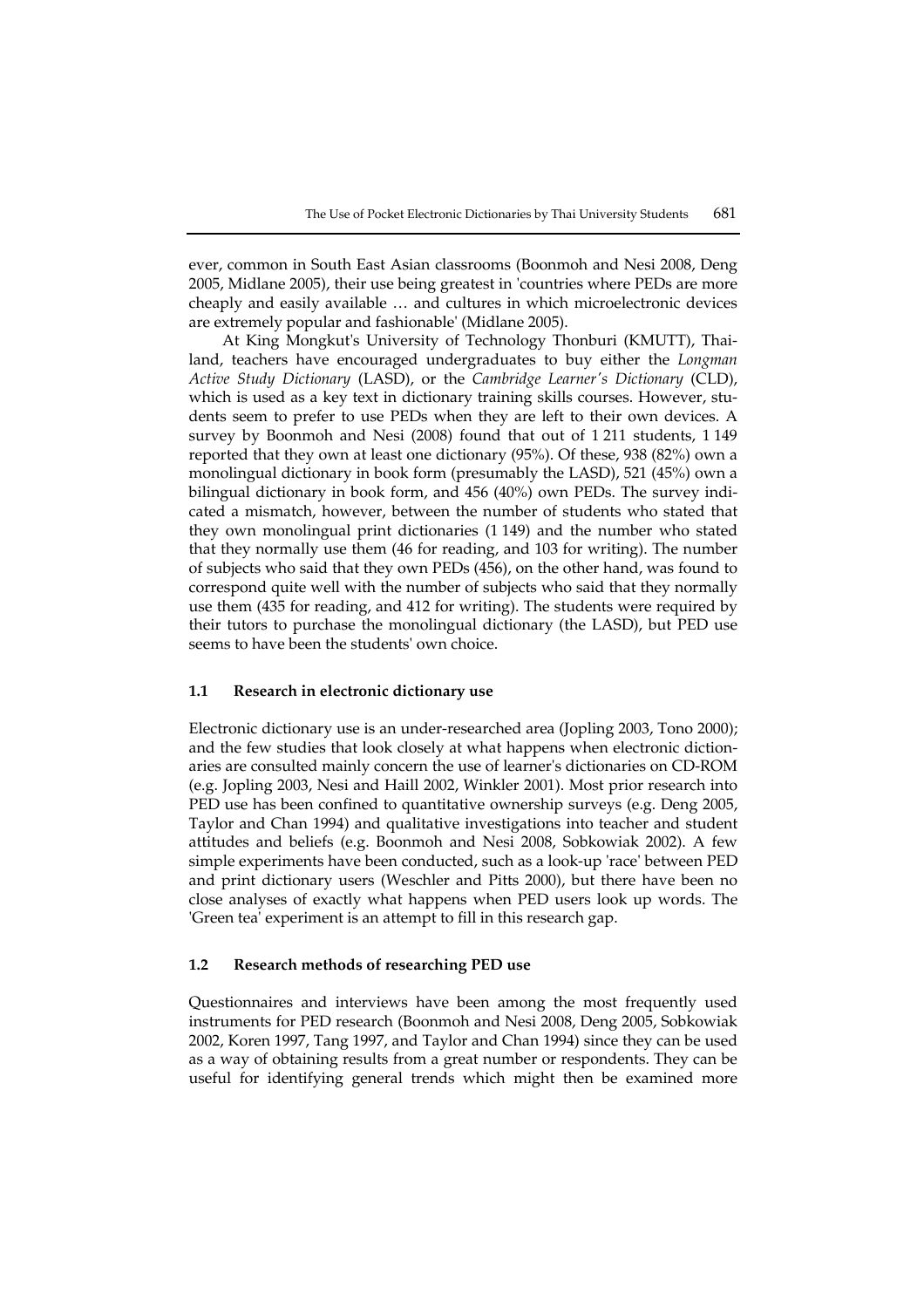ever, common in South East Asian classrooms (Boonmoh and Nesi 2008, Deng 2005, Midlane 2005), their use being greatest in 'countries where PEDs are more cheaply and easily available … and cultures in which microelectronic devices are extremely popular and fashionable' (Midlane 2005).

At King Mongkut's University of Technology Thonburi (KMUTT), Thailand, teachers have encouraged undergraduates to buy either the *Longman Active Study Dictionary* (LASD), or the *Cambridge Learner's Dictionary* (CLD), which is used as a key text in dictionary training skills courses. However, students seem to prefer to use PEDs when they are left to their own devices. A survey by Boonmoh and Nesi (2008) found that out of 1 211 students, 1 149 reported that they own at least one dictionary (95%). Of these, 938 (82%) own a monolingual dictionary in book form (presumably the LASD), 521 (45%) own a bilingual dictionary in book form, and 456 (40%) own PEDs. The survey indicated a mismatch, however, between the number of students who stated that they own monolingual print dictionaries (1 149) and the number who stated that they normally use them (46 for reading, and 103 for writing). The number of subjects who said that they own PEDs (456), on the other hand, was found to correspond quite well with the number of subjects who said that they normally use them (435 for reading, and 412 for writing). The students were required by their tutors to purchase the monolingual dictionary (the LASD), but PED use seems to have been the students' own choice.

### 1.1 Research in electronic dictionary use

Electronic dictionary use is an under-researched area (Jopling 2003, Tono 2000); and the few studies that look closely at what happens when electronic dictionaries are consulted mainly concern the use of learner's dictionaries on CD-ROM (e.g. Jopling 2003, Nesi and Haill 2002, Winkler 2001). Most prior research into PED use has been confined to quantitative ownership surveys (e.g. Deng 2005, Taylor and Chan 1994) and qualitative investigations into teacher and student attitudes and beliefs (e.g. Boonmoh and Nesi 2008, Sobkowiak 2002). A few simple experiments have been conducted, such as a look-up 'race' between PED and print dictionary users (Weschler and Pitts 2000), but there have been no close analyses of exactly what happens when PED users look up words. The 'Green tea' experiment is an attempt to fill in this research gap.

### 1.2 Research methods of researching PED use

Questionnaires and interviews have been among the most frequently used instruments for PED research (Boonmoh and Nesi 2008, Deng 2005, Sobkowiak 2002, Koren 1997, Tang 1997, and Taylor and Chan 1994) since they can be used as a way of obtaining results from a great number or respondents. They can be useful for identifying general trends which might then be examined more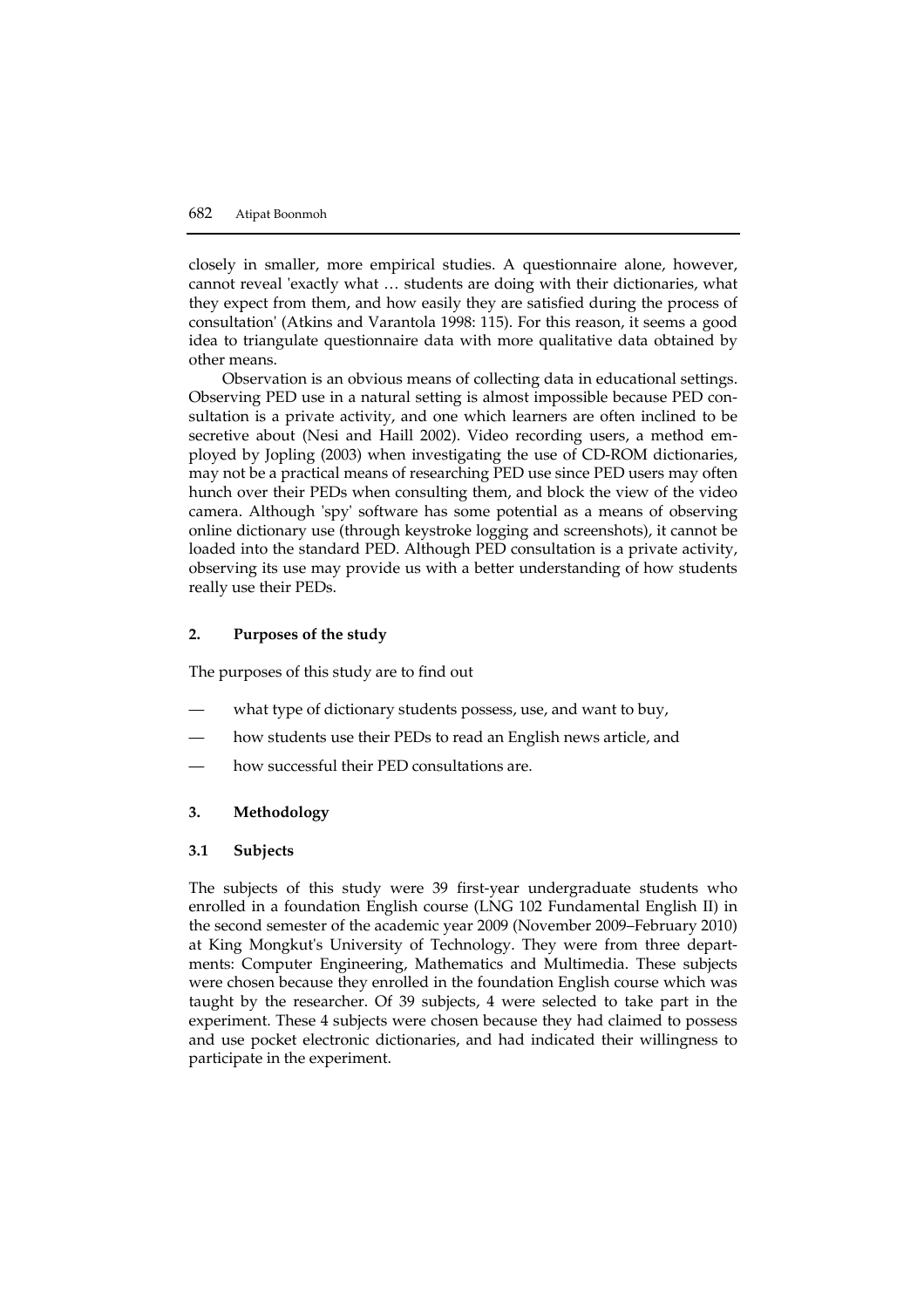closely in smaller, more empirical studies. A questionnaire alone, however, cannot reveal 'exactly what … students are doing with their dictionaries, what they expect from them, and how easily they are satisfied during the process of consultation' (Atkins and Varantola 1998: 115). For this reason, it seems a good idea to triangulate questionnaire data with more qualitative data obtained by other means.

Observation is an obvious means of collecting data in educational settings. Observing PED use in a natural setting is almost impossible because PED consultation is a private activity, and one which learners are often inclined to be secretive about (Nesi and Haill 2002). Video recording users, a method employed by Jopling (2003) when investigating the use of CD-ROM dictionaries, may not be a practical means of researching PED use since PED users may often hunch over their PEDs when consulting them, and block the view of the video camera. Although 'spy' software has some potential as a means of observing online dictionary use (through keystroke logging and screenshots), it cannot be loaded into the standard PED. Although PED consultation is a private activity, observing its use may provide us with a better understanding of how students really use their PEDs.

## 2. Purposes of the study

The purposes of this study are to find out

- what type of dictionary students possess, use, and want to buy,
- how students use their PEDs to read an English news article, and
- how successful their PED consultations are.

## 3. Methodology

### 3.1 Subjects

The subjects of this study were 39 first-year undergraduate students who enrolled in a foundation English course (LNG 102 Fundamental English II) in the second semester of the academic year 2009 (November 2009–February 2010) at King Mongkut's University of Technology. They were from three departments: Computer Engineering, Mathematics and Multimedia. These subjects were chosen because they enrolled in the foundation English course which was taught by the researcher. Of 39 subjects, 4 were selected to take part in the experiment. These 4 subjects were chosen because they had claimed to possess and use pocket electronic dictionaries, and had indicated their willingness to participate in the experiment.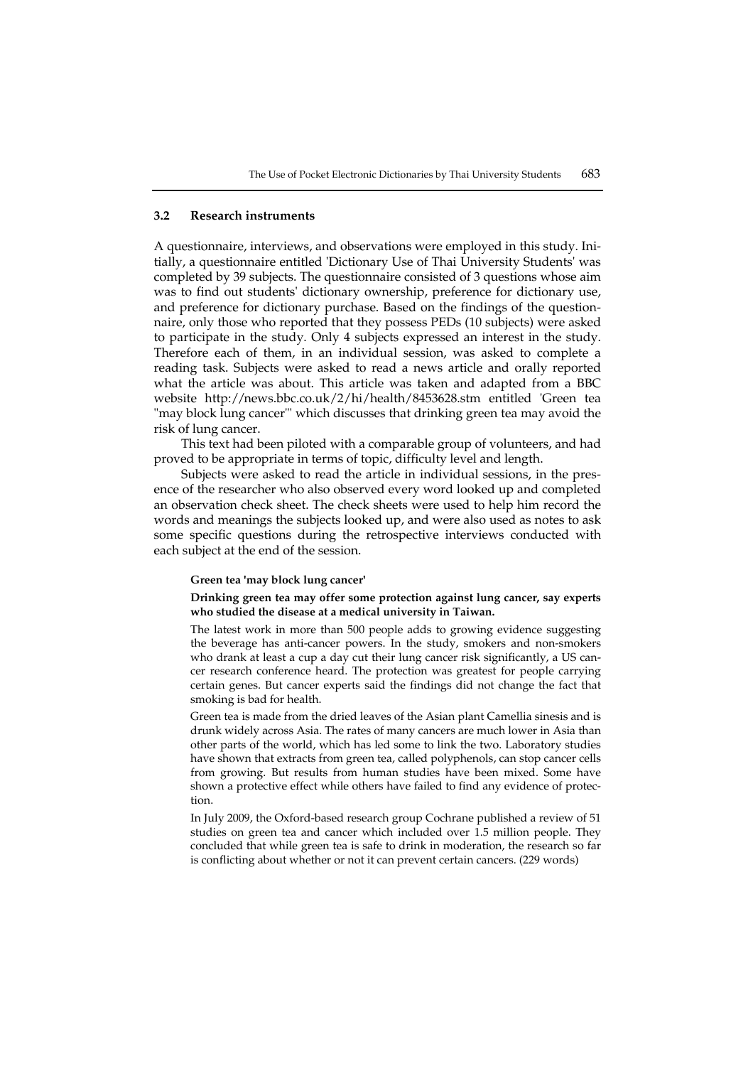### 3.2 Research instruments

A questionnaire, interviews, and observations were employed in this study. Initially, a questionnaire entitled 'Dictionary Use of Thai University Students' was completed by 39 subjects. The questionnaire consisted of 3 questions whose aim was to find out students' dictionary ownership, preference for dictionary use, and preference for dictionary purchase. Based on the findings of the questionnaire, only those who reported that they possess PEDs (10 subjects) were asked to participate in the study. Only 4 subjects expressed an interest in the study. Therefore each of them, in an individual session, was asked to complete a reading task. Subjects were asked to read a news article and orally reported what the article was about. This article was taken and adapted from a BBC website http://news.bbc.co.uk/2/hi/health/8453628.stm entitled 'Green tea "may block lung cancer"' which discusses that drinking green tea may avoid the risk of lung cancer.

This text had been piloted with a comparable group of volunteers, and had proved to be appropriate in terms of topic, difficulty level and length.

Subjects were asked to read the article in individual sessions, in the presence of the researcher who also observed every word looked up and completed an observation check sheet. The check sheets were used to help him record the words and meanings the subjects looked up, and were also used as notes to ask some specific questions during the retrospective interviews conducted with each subject at the end of the session.

> **Green tea 'may block lung cancer'**
>
> **Drinking green tea may offer some protection against lung cancer, say experts who studied the disease at a medical university in Taiwan.**
>
> The latest work in more than 500 people adds to growing evidence suggesting the beverage has anti-cancer powers. In the study, smokers and non-smokers who drank at least a cup a day cut their lung cancer risk significantly, a US cancer research conference heard. The protection was greatest for people carrying certain genes. But cancer experts said the findings did not change the fact that smoking is bad for health.
>
> Green tea is made from the dried leaves of the Asian plant Camellia sinesis and is drunk widely across Asia. The rates of many cancers are much lower in Asia than other parts of the world, which has led some to link the two. Laboratory studies have shown that extracts from green tea, called polyphenols, can stop cancer cells from growing. But results from human studies have been mixed. Some have shown a protective effect while others have failed to find any evidence of protection.
>
> In July 2009, the Oxford-based research group Cochrane published a review of 51 studies on green tea and cancer which included over 1.5 million people. They concluded that while green tea is safe to drink in moderation, the research so far is conflicting about whether or not it can prevent certain cancers. (229 words)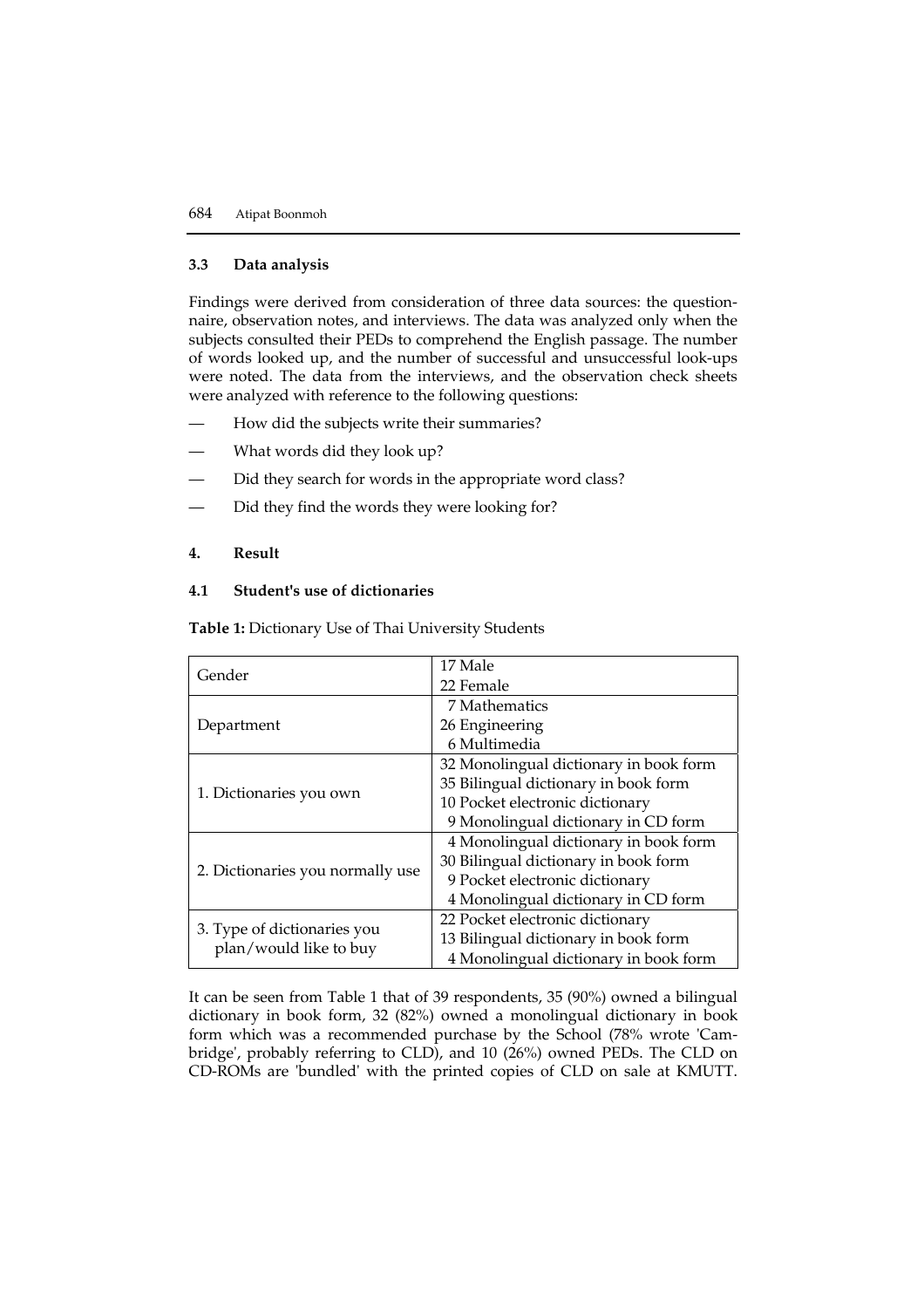### 3.3 Data analysis

Findings were derived from consideration of three data sources: the questionnaire, observation notes, and interviews. The data was analyzed only when the subjects consulted their PEDs to comprehend the English passage. The number of words looked up, and the number of successful and unsuccessful look-ups were noted. The data from the interviews, and the observation check sheets were analyzed with reference to the following questions:

- How did the subjects write their summaries?
- What words did they look up?
- Did they search for words in the appropriate word class?
- Did they find the words they were looking for?

## 4. Result

### 4.1 Student's use of dictionaries

**Table 1:** Dictionary Use of Thai University Students

| | |
|---|---|
| Gender | 17 Male<br>22 Female |
| Department | 7 Mathematics<br>26 Engineering<br>6 Multimedia |
| 1. Dictionaries you own | 32 Monolingual dictionary in book form<br>35 Bilingual dictionary in book form<br>10 Pocket electronic dictionary<br>9 Monolingual dictionary in CD form |
| 2. Dictionaries you normally use | 4 Monolingual dictionary in book form<br>30 Bilingual dictionary in book form<br>9 Pocket electronic dictionary<br>4 Monolingual dictionary in CD form |
| 3. Type of dictionaries you plan/would like to buy | 22 Pocket electronic dictionary<br>13 Bilingual dictionary in book form<br>4 Monolingual dictionary in book form |

It can be seen from Table 1 that of 39 respondents, 35 (90%) owned a bilingual dictionary in book form, 32 (82%) owned a monolingual dictionary in book form which was a recommended purchase by the School (78% wrote 'Cambridge', probably referring to CLD), and 10 (26%) owned PEDs. The CLD on CD-ROMs are 'bundled' with the printed copies of CLD on sale at KMUTT.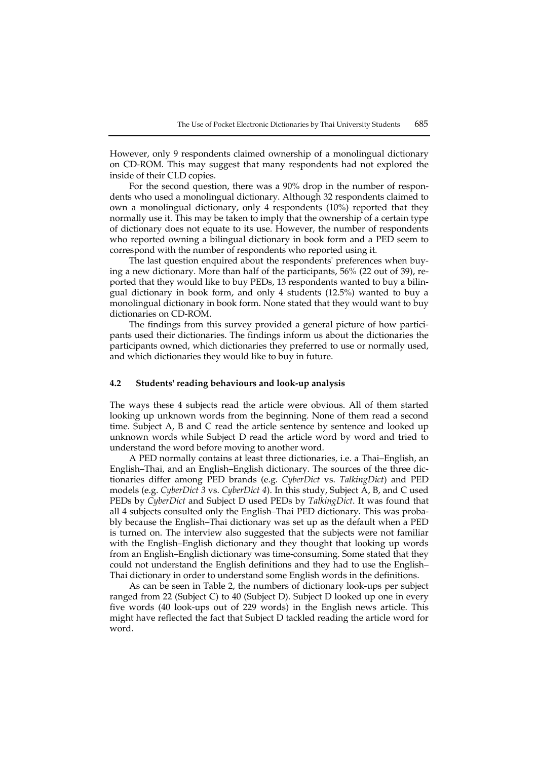However, only 9 respondents claimed ownership of a monolingual dictionary on CD-ROM. This may suggest that many respondents had not explored the inside of their CLD copies.

For the second question, there was a 90% drop in the number of respondents who used a monolingual dictionary. Although 32 respondents claimed to own a monolingual dictionary, only 4 respondents (10%) reported that they normally use it. This may be taken to imply that the ownership of a certain type of dictionary does not equate to its use. However, the number of respondents who reported owning a bilingual dictionary in book form and a PED seem to correspond with the number of respondents who reported using it.

The last question enquired about the respondents' preferences when buying a new dictionary. More than half of the participants, 56% (22 out of 39), reported that they would like to buy PEDs, 13 respondents wanted to buy a bilingual dictionary in book form, and only 4 students (12.5%) wanted to buy a monolingual dictionary in book form. None stated that they would want to buy dictionaries on CD-ROM.

The findings from this survey provided a general picture of how participants used their dictionaries. The findings inform us about the dictionaries the participants owned, which dictionaries they preferred to use or normally used, and which dictionaries they would like to buy in future.

### 4.2 Students' reading behaviours and look-up analysis

The ways these 4 subjects read the article were obvious. All of them started looking up unknown words from the beginning. None of them read a second time. Subject A, B and C read the article sentence by sentence and looked up unknown words while Subject D read the article word by word and tried to understand the word before moving to another word.

A PED normally contains at least three dictionaries, i.e. a Thai–English, an English–Thai, and an English–English dictionary. The sources of the three dictionaries differ among PED brands (e.g. *CyberDict* vs. *TalkingDict*) and PED models (e.g. *CyberDict 3* vs. *CyberDict 4*). In this study, Subject A, B, and C used PEDs by *CyberDict* and Subject D used PEDs by *TalkingDict*. It was found that all 4 subjects consulted only the English–Thai PED dictionary. This was probably because the English–Thai dictionary was set up as the default when a PED is turned on. The interview also suggested that the subjects were not familiar with the English–English dictionary and they thought that looking up words from an English–English dictionary was time-consuming. Some stated that they could not understand the English definitions and they had to use the English–Thai dictionary in order to understand some English words in the definitions.

As can be seen in Table 2, the numbers of dictionary look-ups per subject ranged from 22 (Subject C) to 40 (Subject D). Subject D looked up one in every five words (40 look-ups out of 229 words) in the English news article. This might have reflected the fact that Subject D tackled reading the article word for word.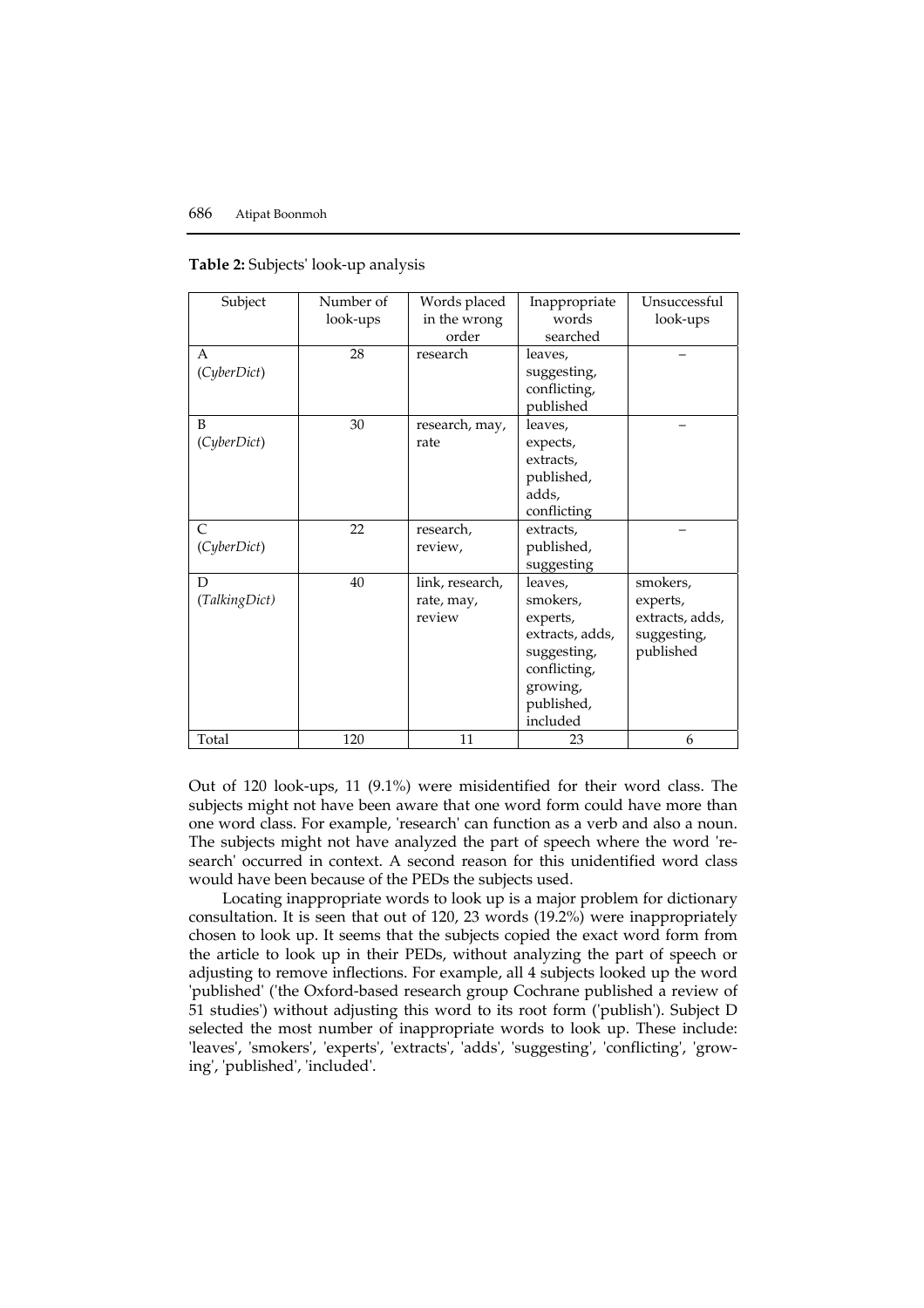**Table 2:** Subjects' look-up analysis

| Subject | Number of look-ups | Words placed in the wrong order | Inappropriate words searched | Unsuccessful look-ups |
|---|---|---|---|---|
| A (*CyberDict*) | 28 | research | leaves, suggesting, conflicting, published | – |
| B (*CyberDict*) | 30 | research, may, rate | leaves, expects, extracts, published, adds, conflicting | – |
| C (*CyberDict*) | 22 | research, review, | extracts, published, suggesting | – |
| D (*TalkingDict*) | 40 | link, research, rate, may, review | leaves, smokers, experts, extracts, adds, suggesting, conflicting, growing, published, included | smokers, experts, extracts, adds, suggesting, published |
| Total | 120 | 11 | 23 | 6 |

Out of 120 look-ups, 11 (9.1%) were misidentified for their word class. The subjects might not have been aware that one word form could have more than one word class. For example, 'research' can function as a verb and also a noun. The subjects might not have analyzed the part of speech where the word 'research' occurred in context. A second reason for this unidentified word class would have been because of the PEDs the subjects used.

Locating inappropriate words to look up is a major problem for dictionary consultation. It is seen that out of 120, 23 words (19.2%) were inappropriately chosen to look up. It seems that the subjects copied the exact word form from the article to look up in their PEDs, without analyzing the part of speech or adjusting to remove inflections. For example, all 4 subjects looked up the word 'published' ('the Oxford-based research group Cochrane published a review of 51 studies') without adjusting this word to its root form ('publish'). Subject D selected the most number of inappropriate words to look up. These include: 'leaves', 'smokers', 'experts', 'extracts', 'adds', 'suggesting', 'conflicting', 'growing', 'published', 'included'.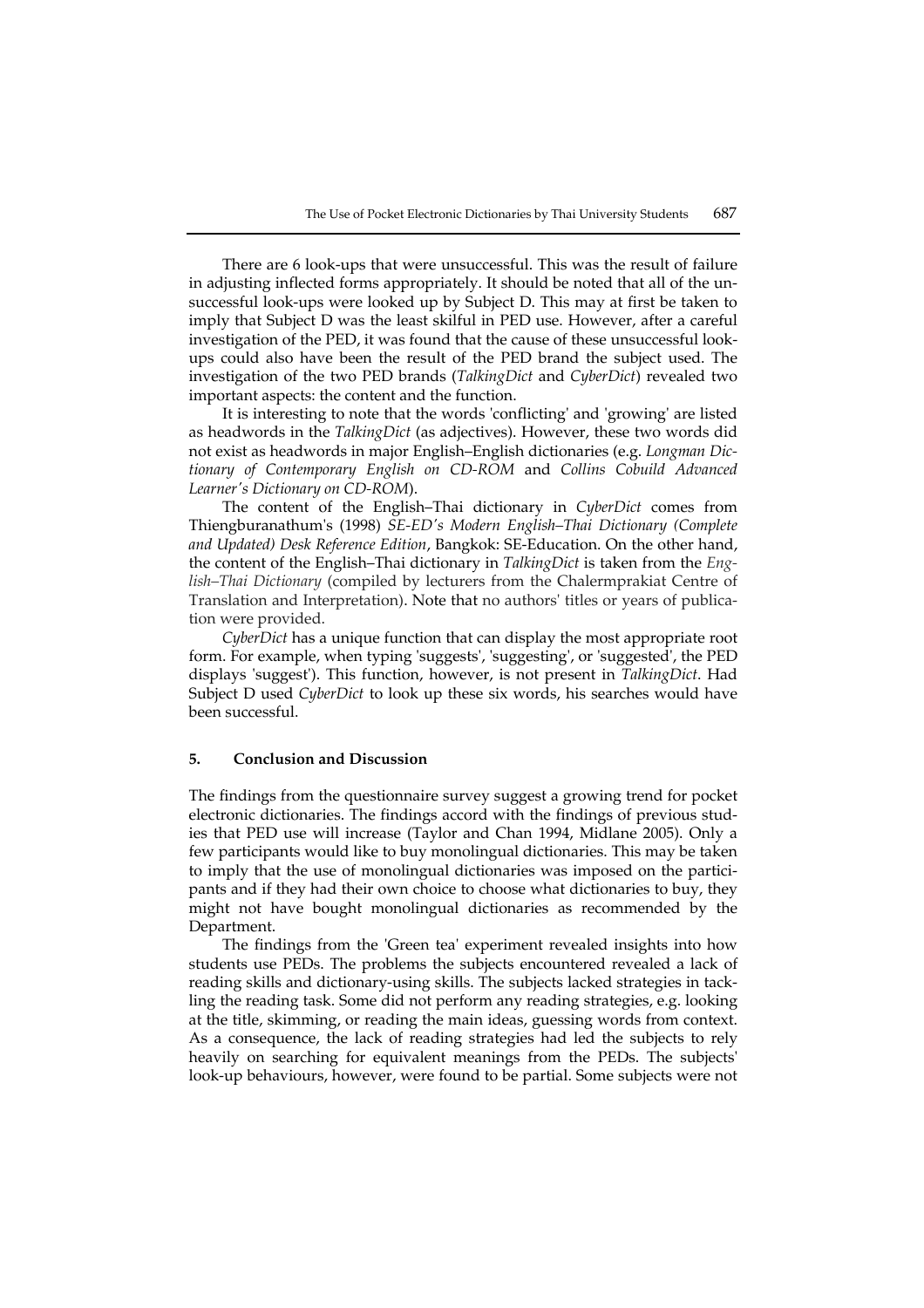There are 6 look-ups that were unsuccessful. This was the result of failure in adjusting inflected forms appropriately. It should be noted that all of the unsuccessful look-ups were looked up by Subject D. This may at first be taken to imply that Subject D was the least skilful in PED use. However, after a careful investigation of the PED, it was found that the cause of these unsuccessful look-ups could also have been the result of the PED brand the subject used. The investigation of the two PED brands (*TalkingDict* and *CyberDict*) revealed two important aspects: the content and the function.

It is interesting to note that the words 'conflicting' and 'growing' are listed as headwords in the *TalkingDict* (as adjectives). However, these two words did not exist as headwords in major English–English dictionaries (e.g. *Longman Dictionary of Contemporary English on CD-ROM* and *Collins Cobuild Advanced Learner's Dictionary on CD-ROM*).

The content of the English–Thai dictionary in *CyberDict* comes from Thiengburanathum's (1998) *SE-ED's Modern English–Thai Dictionary (Complete and Updated) Desk Reference Edition*, Bangkok: SE-Education. On the other hand, the content of the English–Thai dictionary in *TalkingDict* is taken from the *English–Thai Dictionary* (compiled by lecturers from the Chalermprakiat Centre of Translation and Interpretation). Note that no authors' titles or years of publication were provided.

*CyberDict* has a unique function that can display the most appropriate root form. For example, when typing 'suggests', 'suggesting', or 'suggested', the PED displays 'suggest'). This function, however, is not present in *TalkingDict*. Had Subject D used *CyberDict* to look up these six words, his searches would have been successful.

## 5. Conclusion and Discussion

The findings from the questionnaire survey suggest a growing trend for pocket electronic dictionaries. The findings accord with the findings of previous studies that PED use will increase (Taylor and Chan 1994, Midlane 2005). Only a few participants would like to buy monolingual dictionaries. This may be taken to imply that the use of monolingual dictionaries was imposed on the participants and if they had their own choice to choose what dictionaries to buy, they might not have bought monolingual dictionaries as recommended by the Department.

The findings from the 'Green tea' experiment revealed insights into how students use PEDs. The problems the subjects encountered revealed a lack of reading skills and dictionary-using skills. The subjects lacked strategies in tackling the reading task. Some did not perform any reading strategies, e.g. looking at the title, skimming, or reading the main ideas, guessing words from context. As a consequence, the lack of reading strategies had led the subjects to rely heavily on searching for equivalent meanings from the PEDs. The subjects' look-up behaviours, however, were found to be partial. Some subjects were not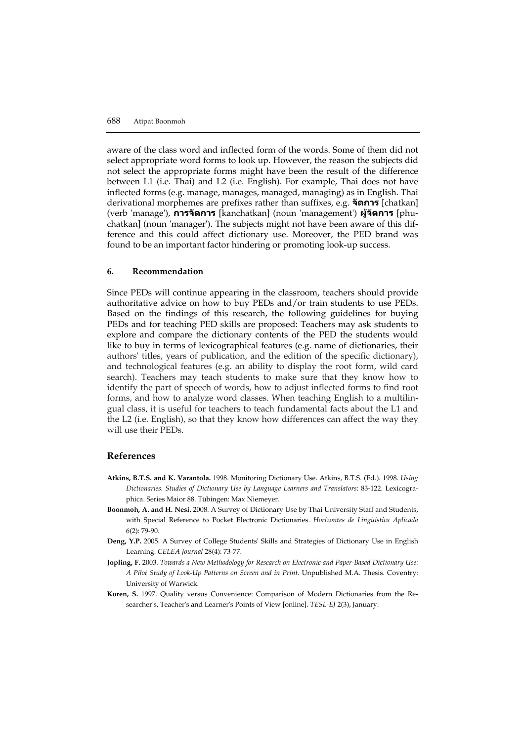aware of the class word and inflected form of the words. Some of them did not select appropriate word forms to look up. However, the reason the subjects did not select the appropriate forms might have been the result of the difference between L1 (i.e. Thai) and L2 (i.e. English). For example, Thai does not have inflected forms (e.g. manage, manages, managed, managing) as in English. Thai derivational morphemes are prefixes rather than suffixes, e.g. **จัดการ** [chatkan] (verb 'manage'), **การจัดการ** [kanchatkan] (noun 'management') **ผู้จัดการ** [phuchatkan] (noun 'manager'). The subjects might not have been aware of this difference and this could affect dictionary use. Moreover, the PED brand was found to be an important factor hindering or promoting look-up success.

### 6. Recommendation

Since PEDs will continue appearing in the classroom, teachers should provide authoritative advice on how to buy PEDs and/or train students to use PEDs. Based on the findings of this research, the following guidelines for buying PEDs and for teaching PED skills are proposed: Teachers may ask students to explore and compare the dictionary contents of the PED the students would like to buy in terms of lexicographical features (e.g. name of dictionaries, their authors' titles, years of publication, and the edition of the specific dictionary), and technological features (e.g. an ability to display the root form, wild card search). Teachers may teach students to make sure that they know how to identify the part of speech of words, how to adjust inflected forms to find root forms, and how to analyze word classes. When teaching English to a multilingual class, it is useful for teachers to teach fundamental facts about the L1 and the L2 (i.e. English), so that they know how differences can affect the way they will use their PEDs.

## References

**Atkins, B.T.S. and K. Varantola.** 1998. Monitoring Dictionary Use. Atkins, B.T.S. (Ed.). 1998. *Using Dictionaries. Studies of Dictionary Use by Language Learners and Translators*: 83-122. Lexicographica. Series Maior 88. Tübingen: Max Niemeyer.

**Boonmoh, A. and H. Nesi.** 2008. A Survey of Dictionary Use by Thai University Staff and Students, with Special Reference to Pocket Electronic Dictionaries. *Horizontes de Lingüística Aplicada* 6(2): 79-90.

**Deng, Y.P.** 2005. A Survey of College Students' Skills and Strategies of Dictionary Use in English Learning. *CELEA Journal* 28(4): 73-77.

**Jopling, F.** 2003. *Towards a New Methodology for Research on Electronic and Paper-Based Dictionary Use: A Pilot Study of Look-Up Patterns on Screen and in Print*. Unpublished M.A. Thesis. Coventry: University of Warwick.

**Koren, S.** 1997. Quality versus Convenience: Comparison of Modern Dictionaries from the Researcher's, Teacher's and Learner's Points of View [online]. *TESL-EJ* 2(3), January.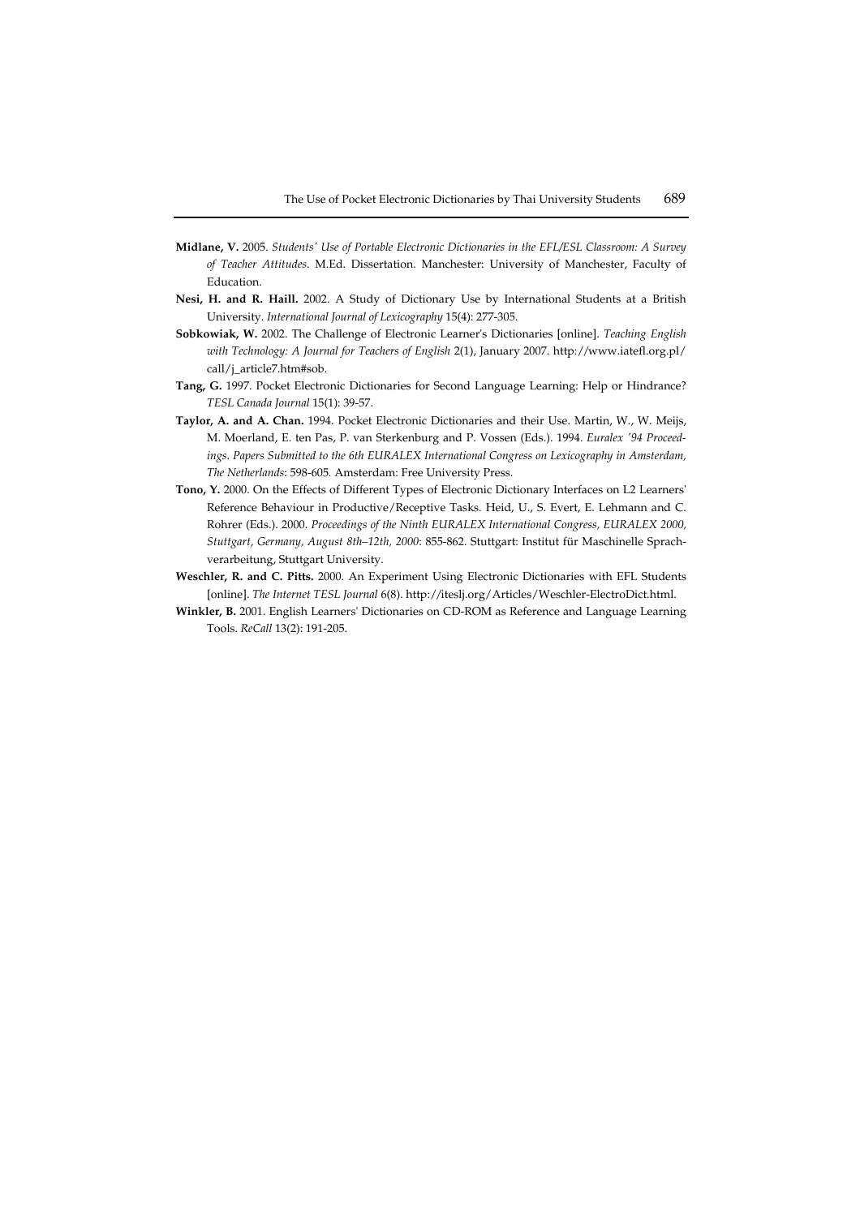**Midlane, V.** 2005. *Students' Use of Portable Electronic Dictionaries in the EFL/ESL Classroom: A Survey of Teacher Attitudes*. M.Ed. Dissertation. Manchester: University of Manchester, Faculty of Education.

**Nesi, H. and R. Haill.** 2002. A Study of Dictionary Use by International Students at a British University. *International Journal of Lexicography* 15(4): 277-305.

**Sobkowiak, W.** 2002. The Challenge of Electronic Learner's Dictionaries [online]. *Teaching English with Technology: A Journal for Teachers of English* 2(1), January 2007. http://www.iatefl.org.pl/call/j_article7.htm#sob.

**Tang, G.** 1997. Pocket Electronic Dictionaries for Second Language Learning: Help or Hindrance? *TESL Canada Journal* 15(1): 39-57.

**Taylor, A. and A. Chan.** 1994. Pocket Electronic Dictionaries and their Use. Martin, W., W. Meijs, M. Moerland, E. ten Pas, P. van Sterkenburg and P. Vossen (Eds.). 1994. *Euralex '94 Proceedings. Papers Submitted to the 6th EURALEX International Congress on Lexicography in Amsterdam, The Netherlands*: 598-605. Amsterdam: Free University Press.

**Tono, Y.** 2000. On the Effects of Different Types of Electronic Dictionary Interfaces on L2 Learners' Reference Behaviour in Productive/Receptive Tasks. Heid, U., S. Evert, E. Lehmann and C. Rohrer (Eds.). 2000. *Proceedings of the Ninth EURALEX International Congress, EURALEX 2000, Stuttgart, Germany, August 8th–12th, 2000*: 855-862. Stuttgart: Institut für Maschinelle Sprachverarbeitung, Stuttgart University.

**Weschler, R. and C. Pitts.** 2000. An Experiment Using Electronic Dictionaries with EFL Students [online]. *The Internet TESL Journal* 6(8). http://iteslj.org/Articles/Weschler-ElectroDict.html.

**Winkler, B.** 2001. English Learners' Dictionaries on CD-ROM as Reference and Language Learning Tools. *ReCall* 13(2): 191-205.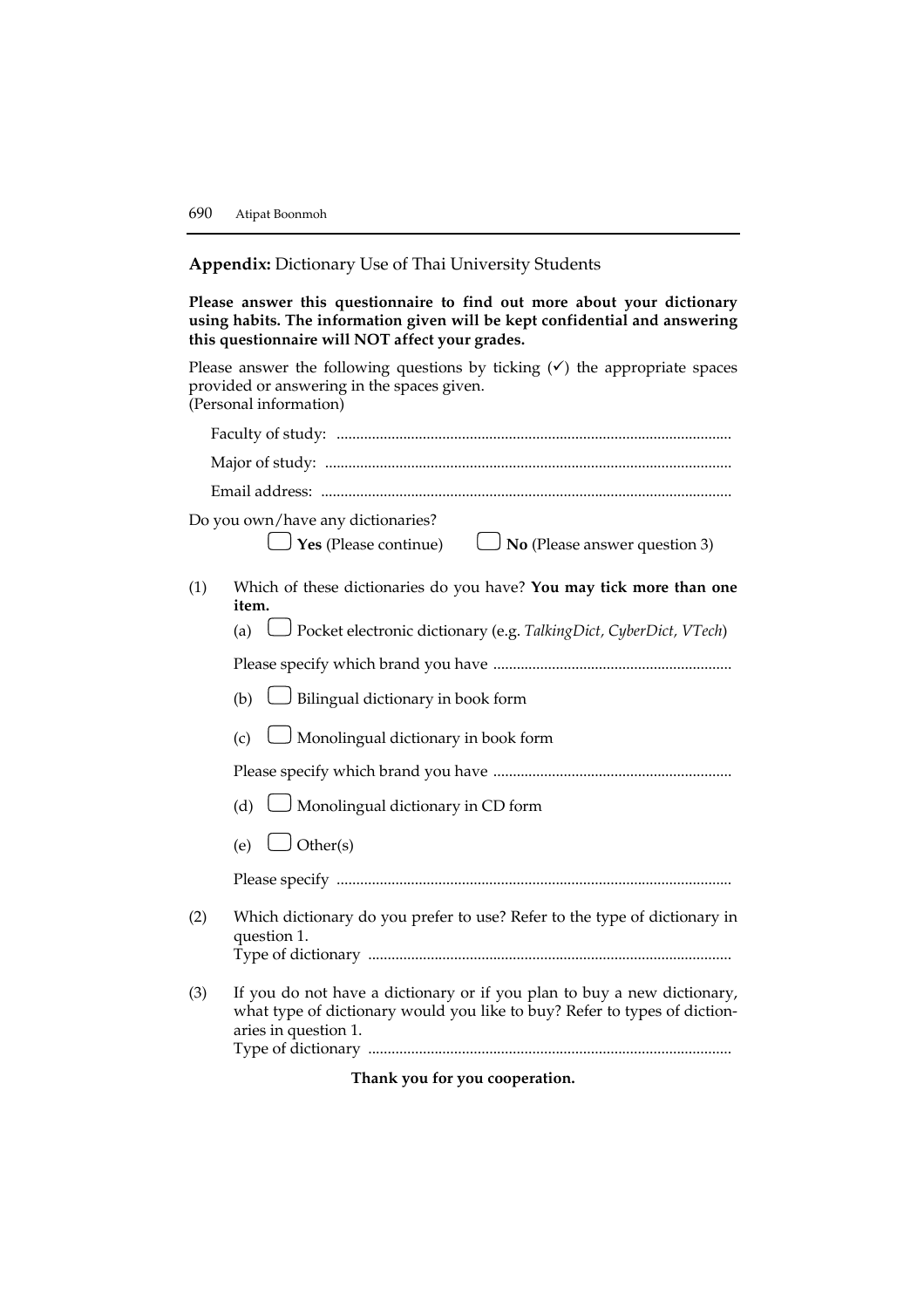**Appendix:** Dictionary Use of Thai University Students

**Please answer this questionnaire to find out more about your dictionary using habits. The information given will be kept confidential and answering this questionnaire will NOT affect your grades.**

Please answer the following questions by ticking (✓) the appropriate spaces provided or answering in the spaces given.
(Personal information)

Faculty of study: ..........................................................................................

Major of study: ..........................................................................................

Email address: ..........................................................................................

Do you own/have any dictionaries?

☐ **Yes** (Please continue) ☐ **No** (Please answer question 3)

(1) Which of these dictionaries do you have? **You may tick more than one item.**

(a) ☐ Pocket electronic dictionary (e.g. *TalkingDict, CyberDict, VTech*)

Please specify which brand you have ............................................................

(b) ☐ Bilingual dictionary in book form

(c) ☐ Monolingual dictionary in book form

Please specify which brand you have ............................................................

(d) ☐ Monolingual dictionary in CD form

(e) ☐ Other(s)

Please specify ..........................................................................................

(2) Which dictionary do you prefer to use? Refer to the type of dictionary in question 1.
Type of dictionary ..........................................................................................

(3) If you do not have a dictionary or if you plan to buy a new dictionary, what type of dictionary would you like to buy? Refer to types of dictionaries in question 1.
Type of dictionary ..........................................................................................

**Thank you for you cooperation.**